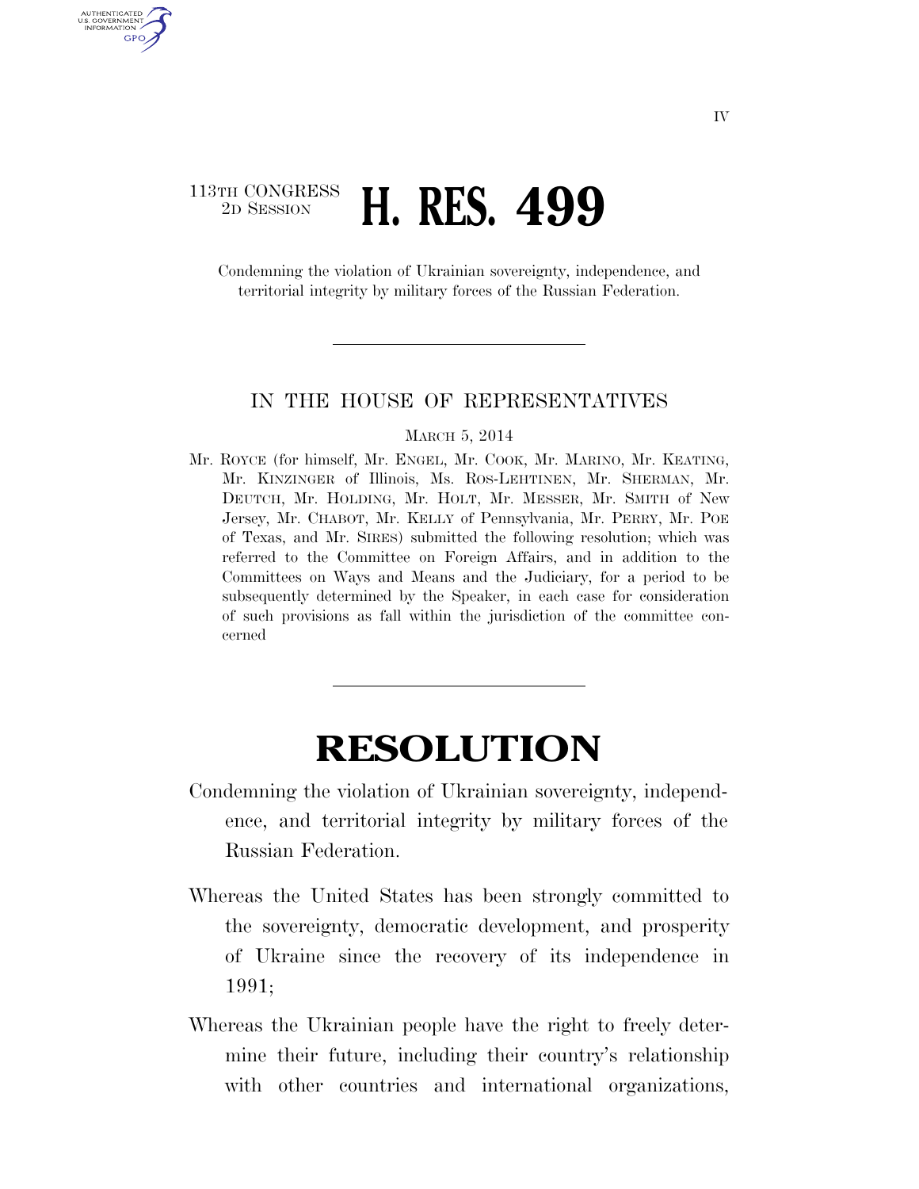113TH CONGRESS
2D SESSION

# H. RES. 499

Condemning the violation of Ukrainian sovereignty, independence, and territorial integrity by military forces of the Russian Federation.

---

IN THE HOUSE OF REPRESENTATIVES

MARCH 5, 2014

Mr. ROYCE (for himself, Mr. ENGEL, Mr. COOK, Mr. MARINO, Mr. KEATING, Mr. KINZINGER of Illinois, Ms. ROS-LEHTINEN, Mr. SHERMAN, Mr. DEUTCH, Mr. HOLDING, Mr. HOLT, Mr. MESSER, Mr. SMITH of New Jersey, Mr. CHABOT, Mr. KELLY of Pennsylvania, Mr. PERRY, Mr. POE of Texas, and Mr. SIRES) submitted the following resolution; which was referred to the Committee on Foreign Affairs, and in addition to the Committees on Ways and Means and the Judiciary, for a period to be subsequently determined by the Speaker, in each case for consideration of such provisions as fall within the jurisdiction of the committee concerned

---

# RESOLUTION

Condemning the violation of Ukrainian sovereignty, independence, and territorial integrity by military forces of the Russian Federation.

Whereas the United States has been strongly committed to the sovereignty, democratic development, and prosperity of Ukraine since the recovery of its independence in 1991;

Whereas the Ukrainian people have the right to freely determine their future, including their country's relationship with other countries and international organizations,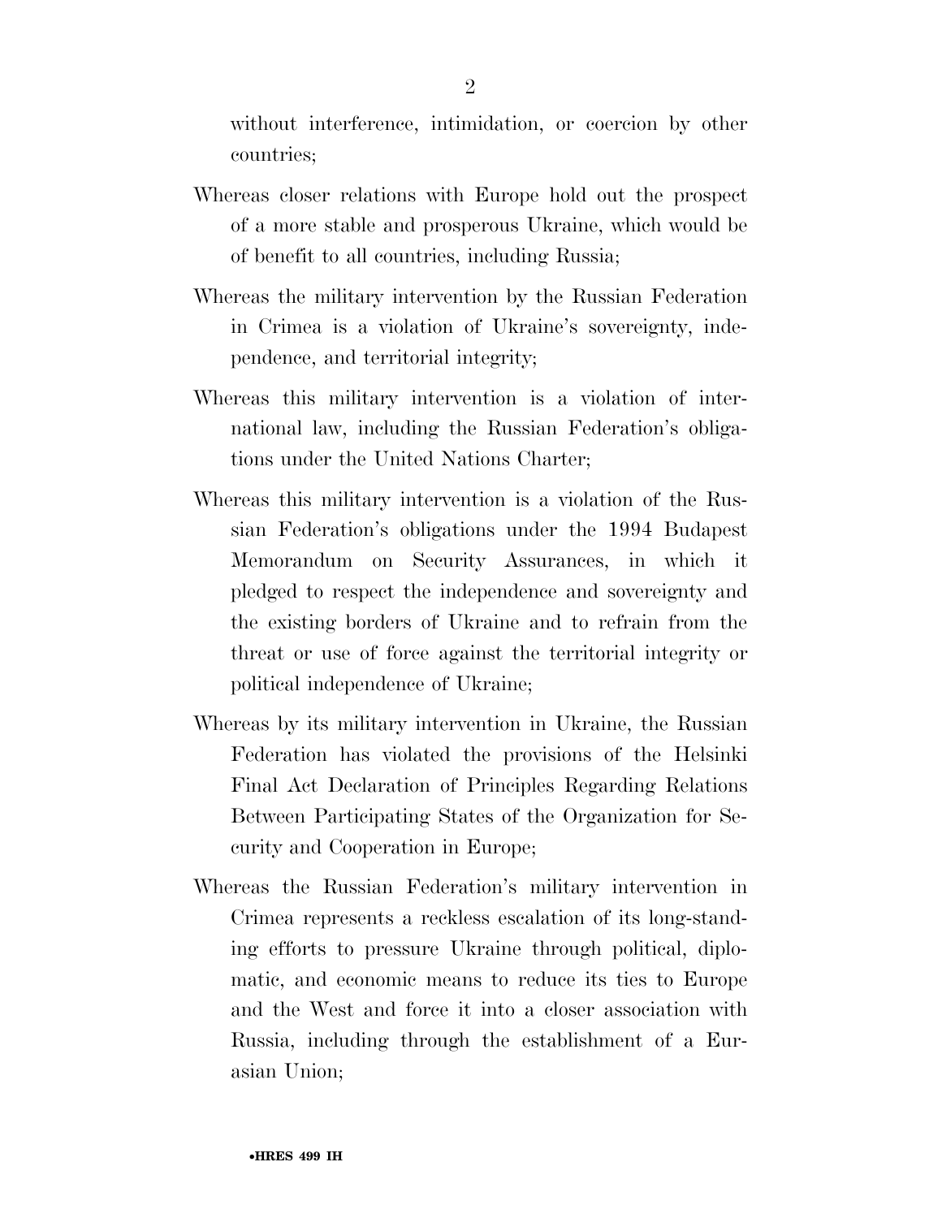without interference, intimidation, or coercion by other countries;

Whereas closer relations with Europe hold out the prospect of a more stable and prosperous Ukraine, which would be of benefit to all countries, including Russia;

Whereas the military intervention by the Russian Federation in Crimea is a violation of Ukraine's sovereignty, independence, and territorial integrity;

Whereas this military intervention is a violation of international law, including the Russian Federation's obligations under the United Nations Charter;

Whereas this military intervention is a violation of the Russian Federation's obligations under the 1994 Budapest Memorandum on Security Assurances, in which it pledged to respect the independence and sovereignty and the existing borders of Ukraine and to refrain from the threat or use of force against the territorial integrity or political independence of Ukraine;

Whereas by its military intervention in Ukraine, the Russian Federation has violated the provisions of the Helsinki Final Act Declaration of Principles Regarding Relations Between Participating States of the Organization for Security and Cooperation in Europe;

Whereas the Russian Federation's military intervention in Crimea represents a reckless escalation of its long-standing efforts to pressure Ukraine through political, diplomatic, and economic means to reduce its ties to Europe and the West and force it into a closer association with Russia, including through the establishment of a Eurasian Union;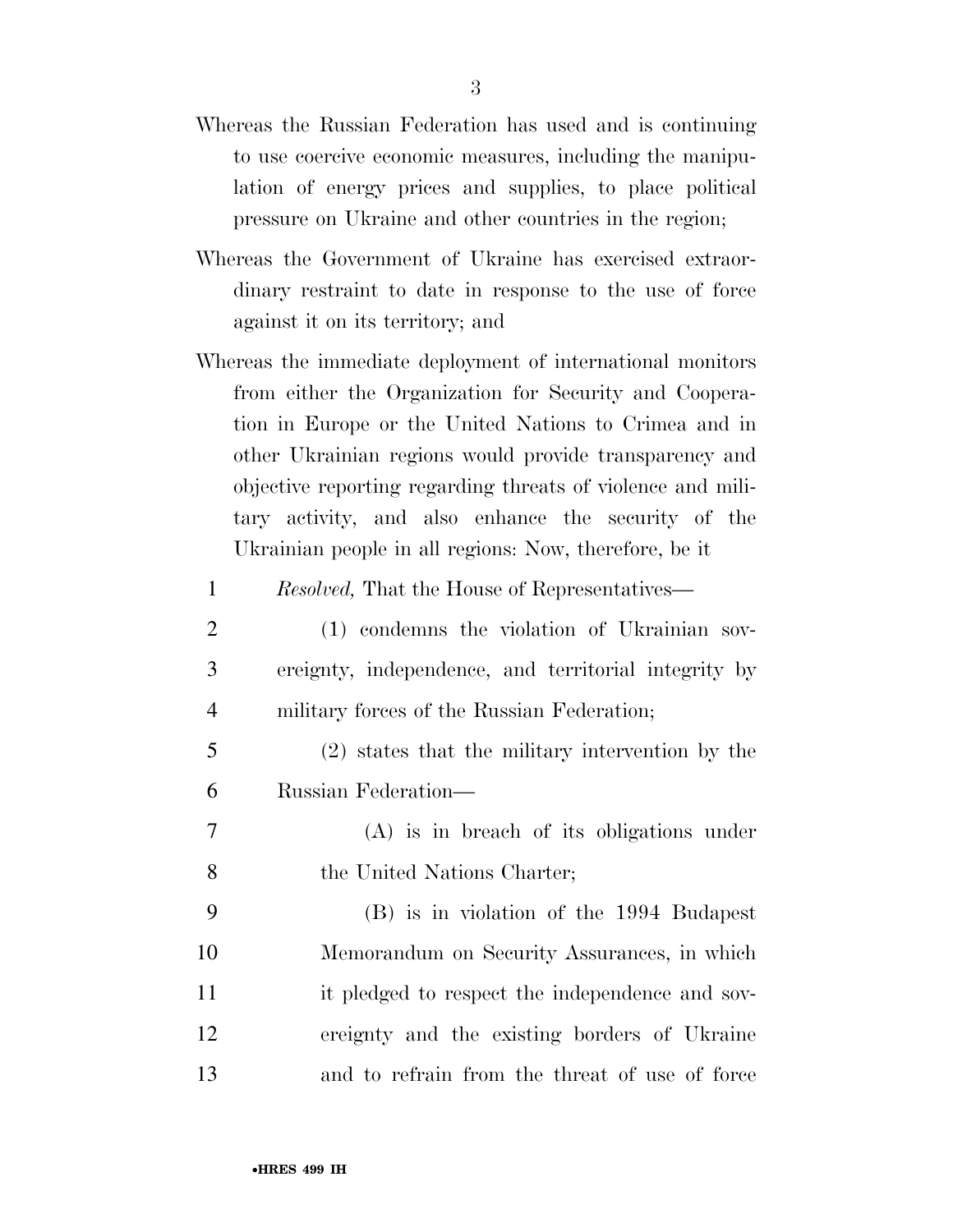Whereas the Russian Federation has used and is continuing to use coercive economic measures, including the manipulation of energy prices and supplies, to place political pressure on Ukraine and other countries in the region;

Whereas the Government of Ukraine has exercised extraordinary restraint to date in response to the use of force against it on its territory; and

Whereas the immediate deployment of international monitors from either the Organization for Security and Cooperation in Europe or the United Nations to Crimea and in other Ukrainian regions would provide transparency and objective reporting regarding threats of violence and military activity, and also enhance the security of the Ukrainian people in all regions: Now, therefore, be it

1 *Resolved,* That the House of Representatives—

2 (1) condemns the violation of Ukrainian sov-
3 ereignty, independence, and territorial integrity by
4 military forces of the Russian Federation;

5 (2) states that the military intervention by the
6 Russian Federation—

7 (A) is in breach of its obligations under
8 the United Nations Charter;

9 (B) is in violation of the 1994 Budapest
10 Memorandum on Security Assurances, in which
11 it pledged to respect the independence and sov-
12 ereignty and the existing borders of Ukraine
13 and to refrain from the threat of use of force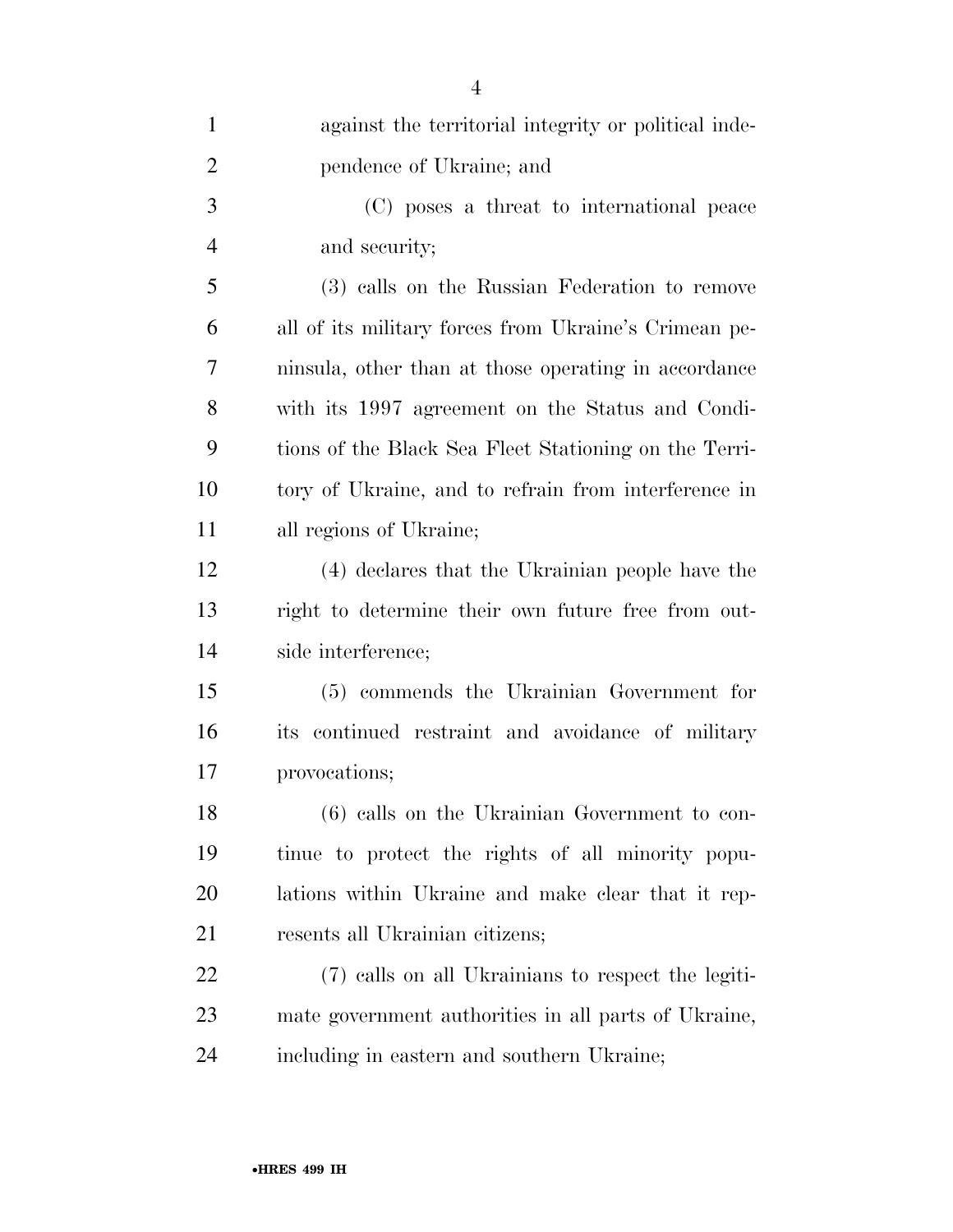against the territorial integrity or political independence of Ukraine; and

(C) poses a threat to international peace and security;

(3) calls on the Russian Federation to remove all of its military forces from Ukraine's Crimean peninsula, other than at those operating in accordance with its 1997 agreement on the Status and Conditions of the Black Sea Fleet Stationing on the Territory of Ukraine, and to refrain from interference in all regions of Ukraine;

(4) declares that the Ukrainian people have the right to determine their own future free from outside interference;

(5) commends the Ukrainian Government for its continued restraint and avoidance of military provocations;

(6) calls on the Ukrainian Government to continue to protect the rights of all minority populations within Ukraine and make clear that it represents all Ukrainian citizens;

(7) calls on all Ukrainians to respect the legitimate government authorities in all parts of Ukraine, including in eastern and southern Ukraine;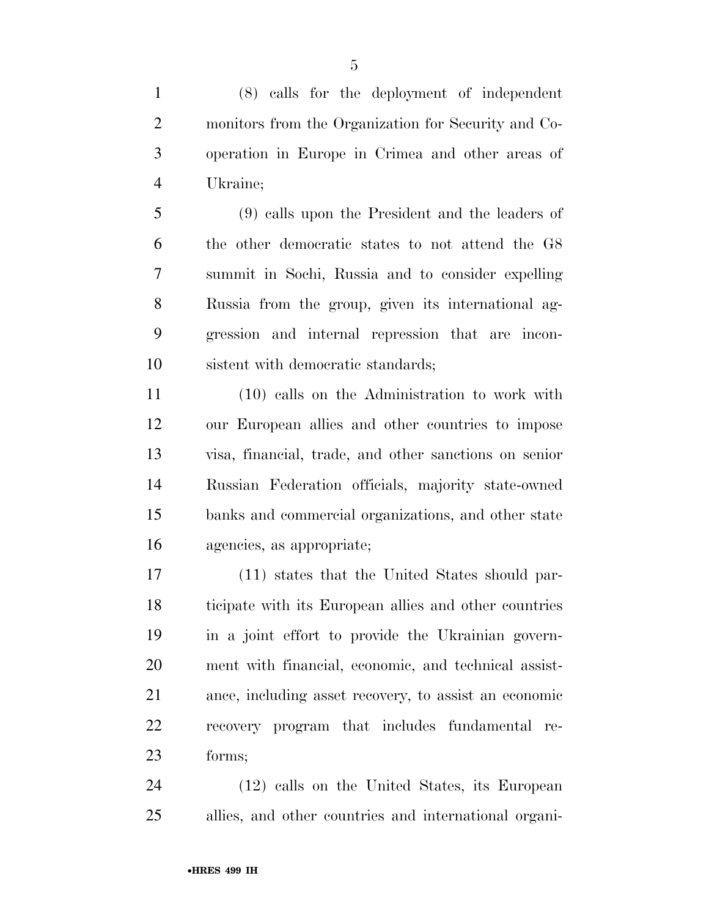(8) calls for the deployment of independent monitors from the Organization for Security and Co-operation in Europe in Crimea and other areas of Ukraine;

(9) calls upon the President and the leaders of the other democratic states to not attend the G8 summit in Sochi, Russia and to consider expelling Russia from the group, given its international aggression and internal repression that are inconsistent with democratic standards;

(10) calls on the Administration to work with our European allies and other countries to impose visa, financial, trade, and other sanctions on senior Russian Federation officials, majority state-owned banks and commercial organizations, and other state agencies, as appropriate;

(11) states that the United States should participate with its European allies and other countries in a joint effort to provide the Ukrainian government with financial, economic, and technical assistance, including asset recovery, to assist an economic recovery program that includes fundamental reforms;

(12) calls on the United States, its European allies, and other countries and international organi-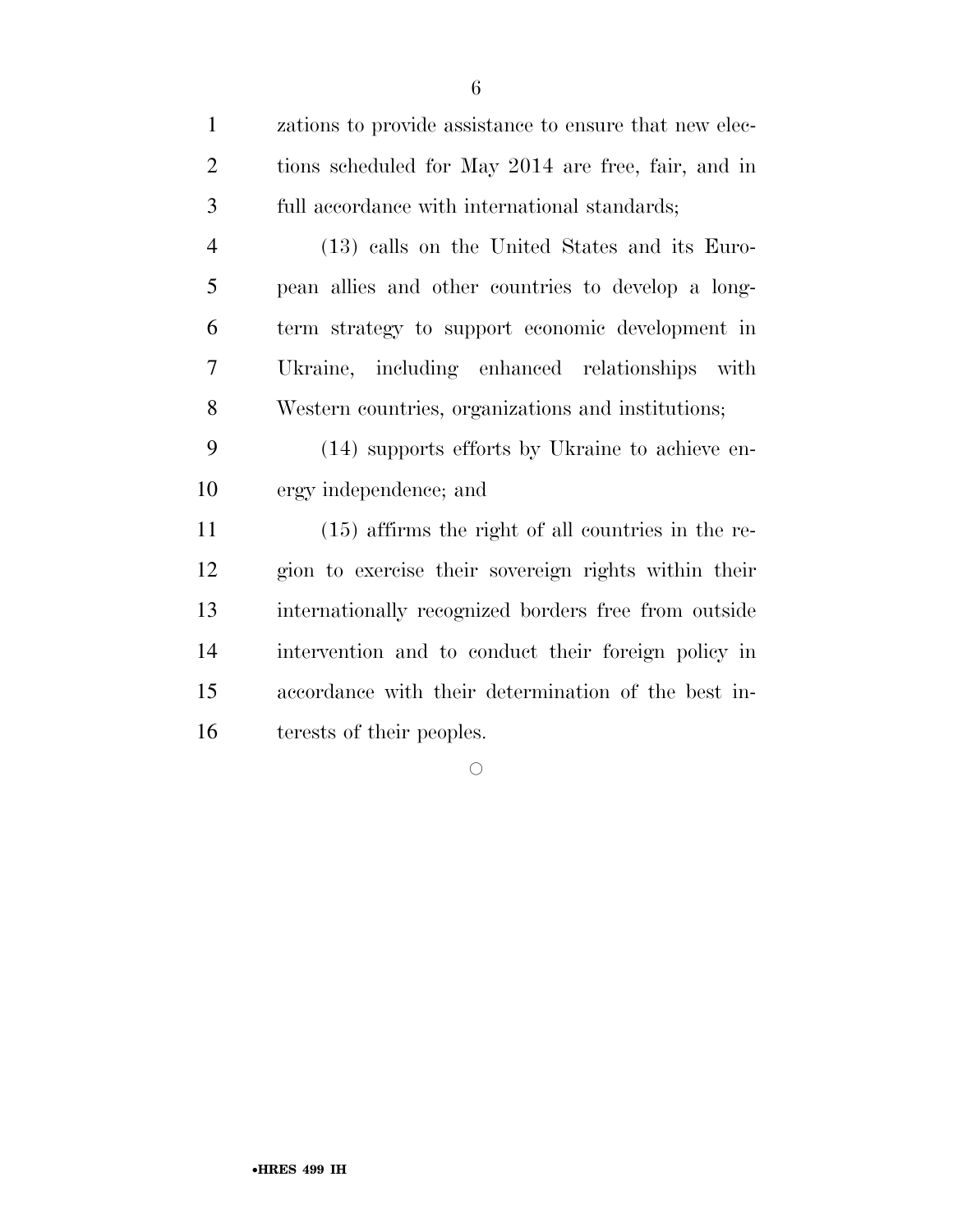zations to provide assistance to ensure that new elections scheduled for May 2014 are free, fair, and in full accordance with international standards;

(13) calls on the United States and its European allies and other countries to develop a long-term strategy to support economic development in Ukraine, including enhanced relationships with Western countries, organizations and institutions;

(14) supports efforts by Ukraine to achieve energy independence; and

(15) affirms the right of all countries in the region to exercise their sovereign rights within their internationally recognized borders free from outside intervention and to conduct their foreign policy in accordance with their determination of the best interests of their peoples.

○